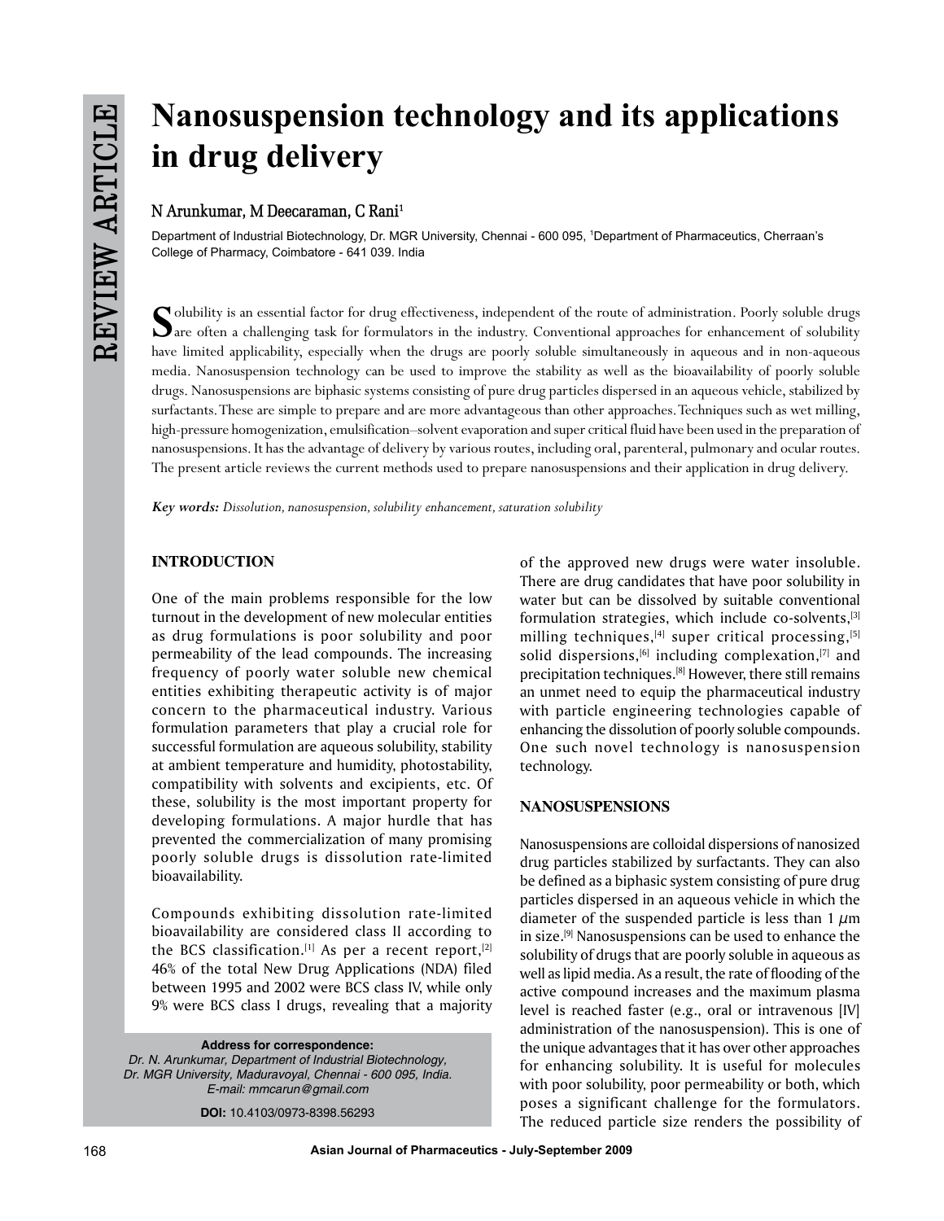# Nanosuspension technology and its applications in drug delivery

**N Arunkumar, M Deecaraman, C Rani[1]**

Department of Industrial Biotechnology, Dr. MGR University, Chennai - 600 095, [1]Department of Pharmaceutics, Cherraan's College of Pharmacy, Coimbatore - 641 039. India

Solubility is an essential factor for drug effectiveness, independent of the route of administration. Poorly soluble drugs are often a challenging task for formulators in the industry. Conventional approaches for enhancement of solubility have limited applicability, especially when the drugs are poorly soluble simultaneously in aqueous and in non-aqueous media. Nanosuspension technology can be used to improve the stability as well as the bioavailability of poorly soluble drugs. Nanosuspensions are biphasic systems consisting of pure drug particles dispersed in an aqueous vehicle, stabilized by surfactants. These are simple to prepare and are more advantageous than other approaches. Techniques such as wet milling, high-pressure homogenization, emulsification–solvent evaporation and super critical fluid have been used in the preparation of nanosuspensions. It has the advantage of delivery by various routes, including oral, parenteral, pulmonary and ocular routes. The present article reviews the current methods used to prepare nanosuspensions and their application in drug delivery.

***Key words:*** *Dissolution, nanosuspension, solubility enhancement, saturation solubility*

## INTRODUCTION

One of the main problems responsible for the low turnout in the development of new molecular entities as drug formulations is poor solubility and poor permeability of the lead compounds. The increasing frequency of poorly water soluble new chemical entities exhibiting therapeutic activity is of major concern to the pharmaceutical industry. Various formulation parameters that play a crucial role for successful formulation are aqueous solubility, stability at ambient temperature and humidity, photostability, compatibility with solvents and excipients, etc. Of these, solubility is the most important property for developing formulations. A major hurdle that has prevented the commercialization of many promising poorly soluble drugs is dissolution rate-limited bioavailability.

Compounds exhibiting dissolution rate-limited bioavailability are considered class II according to the BCS classification.[1] As per a recent report,[2] 46% of the total New Drug Applications (NDA) filed between 1995 and 2002 were BCS class IV, while only 9% were BCS class I drugs, revealing that a majority of the approved new drugs were water insoluble. There are drug candidates that have poor solubility in water but can be dissolved by suitable conventional formulation strategies, which include co-solvents,[3] milling techniques,[4] super critical processing,[5] solid dispersions,[6] including complexation,[7] and precipitation techniques.[8] However, there still remains an unmet need to equip the pharmaceutical industry with particle engineering technologies capable of enhancing the dissolution of poorly soluble compounds. One such novel technology is nanosuspension technology.

## NANOSUSPENSIONS

Nanosuspensions are colloidal dispersions of nanosized drug particles stabilized by surfactants. They can also be defined as a biphasic system consisting of pure drug particles dispersed in an aqueous vehicle in which the diameter of the suspended particle is less than 1 $\mu$m in size.[9] Nanosuspensions can be used to enhance the solubility of drugs that are poorly soluble in aqueous as well as lipid media. As a result, the rate of flooding of the active compound increases and the maximum plasma level is reached faster (e.g., oral or intravenous [IV] administration of the nanosuspension). This is one of the unique advantages that it has over other approaches for enhancing solubility. It is useful for molecules with poor solubility, poor permeability or both, which poses a significant challenge for the formulators. The reduced particle size renders the possibility of

**Address for correspondence:**
*Dr. N. Arunkumar, Department of Industrial Biotechnology, Dr. MGR University, Maduravoyal, Chennai - 600 095, India. E-mail: mmcarun@gmail.com*

**DOI:** 10.4103/0973-8398.56293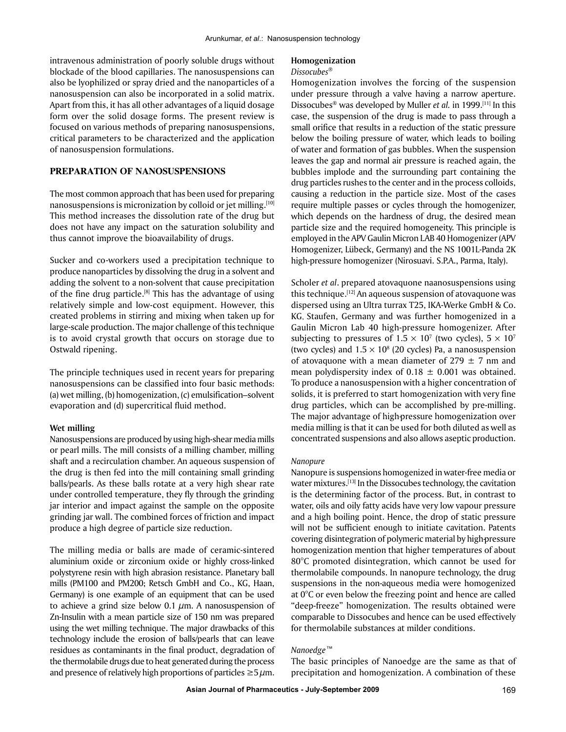intravenous administration of poorly soluble drugs without blockade of the blood capillaries. The nanosuspensions can also be lyophilized or spray dried and the nanoparticles of a nanosuspension can also be incorporated in a solid matrix. Apart from this, it has all other advantages of a liquid dosage form over the solid dosage forms. The present review is focused on various methods of preparing nanosuspensions, critical parameters to be characterized and the application of nanosuspension formulations.

## PREPARATION OF NANOSUSPENSIONS

The most common approach that has been used for preparing nanosuspensions is micronization by colloid or jet milling.[10] This method increases the dissolution rate of the drug but does not have any impact on the saturation solubility and thus cannot improve the bioavailability of drugs.

Sucker and co-workers used a precipitation technique to produce nanoparticles by dissolving the drug in a solvent and adding the solvent to a non-solvent that cause precipitation of the fine drug particle.[8] This has the advantage of using relatively simple and low-cost equipment. However, this created problems in stirring and mixing when taken up for large-scale production. The major challenge of this technique is to avoid crystal growth that occurs on storage due to Ostwald ripening.

The principle techniques used in recent years for preparing nanosuspensions can be classified into four basic methods: (a) wet milling, (b) homogenization, (c) emulsification–solvent evaporation and (d) supercritical fluid method.

### Wet milling

Nanosuspensions are produced by using high-shear media mills or pearl mills. The mill consists of a milling chamber, milling shaft and a recirculation chamber. An aqueous suspension of the drug is then fed into the mill containing small grinding balls/pearls. As these balls rotate at a very high shear rate under controlled temperature, they fly through the grinding jar interior and impact against the sample on the opposite grinding jar wall. The combined forces of friction and impact produce a high degree of particle size reduction.

The milling media or balls are made of ceramic-sintered aluminium oxide or zirconium oxide or highly cross-linked polystyrene resin with high abrasion resistance. Planetary ball mills (PM100 and PM200; Retsch GmbH and Co., KG, Haan, Germany) is one example of an equipment that can be used to achieve a grind size below 0.1 $\mu$m. A nanosuspension of Zn-Insulin with a mean particle size of 150 nm was prepared using the wet milling technique. The major drawbacks of this technology include the erosion of balls/pearls that can leave residues as contaminants in the final product, degradation of the thermolabile drugs due to heat generated during the process and presence of relatively high proportions of particles $\geq 5\,\mu$m.

### Homogenization

#### *Dissocubes®*

Homogenization involves the forcing of the suspension under pressure through a valve having a narrow aperture. Dissocubes® was developed by Muller *et al.* in 1999.[11] In this case, the suspension of the drug is made to pass through a small orifice that results in a reduction of the static pressure below the boiling pressure of water, which leads to boiling of water and formation of gas bubbles. When the suspension leaves the gap and normal air pressure is reached again, the bubbles implode and the surrounding part containing the drug particles rushes to the center and in the process colloids, causing a reduction in the particle size. Most of the cases require multiple passes or cycles through the homogenizer, which depends on the hardness of drug, the desired mean particle size and the required homogeneity. This principle is employed in the APV Gaulin Micron LAB 40 Homogenizer (APV Homogenizer, Lübeck, Germany) and the NS 1001L-Panda 2K high-pressure homogenizer (Nirosuavi. S.P.A., Parma, Italy).

Scholer *et al*. prepared atovaquone naanosuspensions using this technique.[12] An aqueous suspension of atovaquone was dispersed using an Ultra turrax T25, IKA-Werke GmbH & Co. KG, Staufen, Germany and was further homogenized in a Gaulin Micron Lab 40 high-pressure homogenizer. After subjecting to pressures of $1.5 \times 10^7$ (two cycles), $5 \times 10^7$ (two cycles) and $1.5 \times 10^8$ (20 cycles) Pa, a nanosuspension of atovaquone with a mean diameter of $279 \pm 7$ nm and mean polydispersity index of $0.18 \pm 0.001$ was obtained. To produce a nanosuspension with a higher concentration of solids, it is preferred to start homogenization with very fine drug particles, which can be accomplished by pre-milling. The major advantage of high-pressure homogenization over media milling is that it can be used for both diluted as well as concentrated suspensions and also allows aseptic production.

#### *Nanopure*

Nanopure is suspensions homogenized in water-free media or water mixtures.[13] In the Dissocubes technology, the cavitation is the determining factor of the process. But, in contrast to water, oils and oily fatty acids have very low vapour pressure and a high boiling point. Hence, the drop of static pressure will not be sufficient enough to initiate cavitation. Patents covering disintegration of polymeric material by high-pressure homogenization mention that higher temperatures of about 80°C promoted disintegration, which cannot be used for thermolabile compounds. In nanopure technology, the drug suspensions in the non-aqueous media were homogenized at 0°C or even below the freezing point and hence are called "deep-freeze" homogenization. The results obtained were comparable to Dissocubes and hence can be used effectively for thermolabile substances at milder conditions.

#### *Nanoedge™*

The basic principles of Nanoedge are the same as that of precipitation and homogenization. A combination of these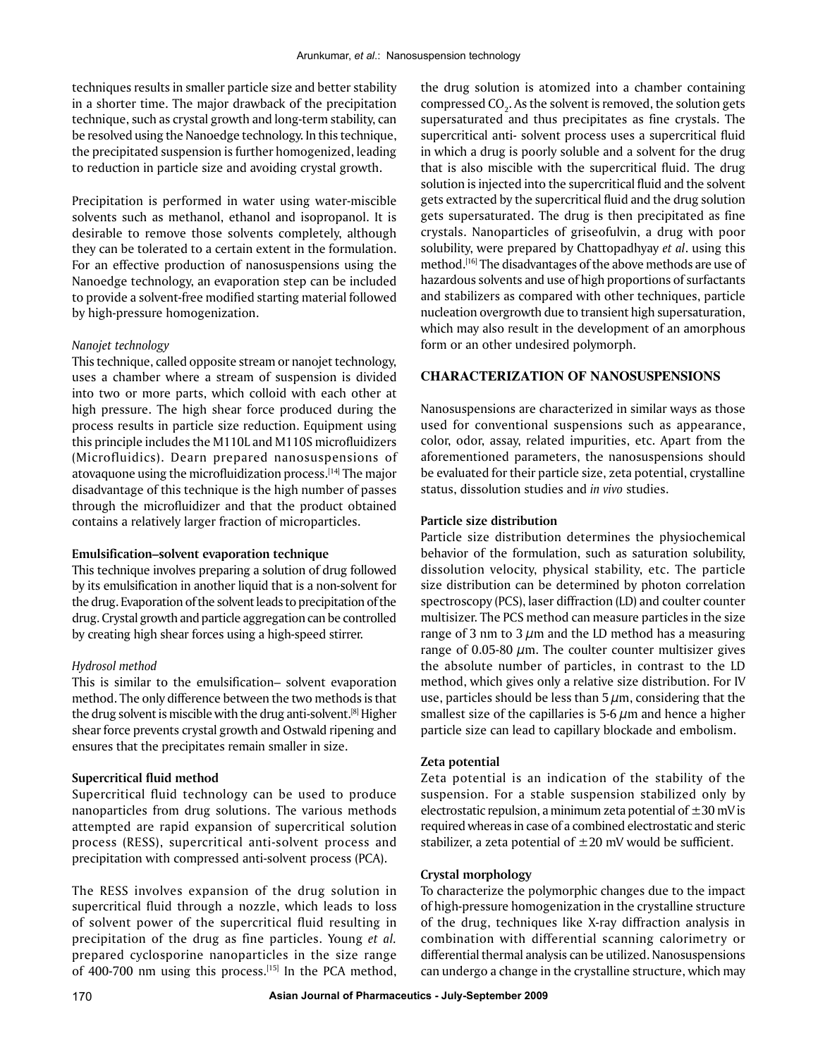techniques results in smaller particle size and better stability in a shorter time. The major drawback of the precipitation technique, such as crystal growth and long-term stability, can be resolved using the Nanoedge technology. In this technique, the precipitated suspension is further homogenized, leading to reduction in particle size and avoiding crystal growth.

Precipitation is performed in water using water-miscible solvents such as methanol, ethanol and isopropanol. It is desirable to remove those solvents completely, although they can be tolerated to a certain extent in the formulation. For an effective production of nanosuspensions using the Nanoedge technology, an evaporation step can be included to provide a solvent-free modified starting material followed by high-pressure homogenization.

*Nanojet technology*

This technique, called opposite stream or nanojet technology, uses a chamber where a stream of suspension is divided into two or more parts, which colloid with each other at high pressure. The high shear force produced during the process results in particle size reduction. Equipment using this principle includes the M110L and M110S microfluidizers (Microfluidics). Dearn prepared nanosuspensions of atovaquone using the microfluidization process.[14] The major disadvantage of this technique is the high number of passes through the microfluidizer and that the product obtained contains a relatively larger fraction of microparticles.

### Emulsification–solvent evaporation technique

This technique involves preparing a solution of drug followed by its emulsification in another liquid that is a non-solvent for the drug. Evaporation of the solvent leads to precipitation of the drug. Crystal growth and particle aggregation can be controlled by creating high shear forces using a high-speed stirrer.

*Hydrosol method*

This is similar to the emulsification– solvent evaporation method. The only difference between the two methods is that the drug solvent is miscible with the drug anti-solvent.[8] Higher shear force prevents crystal growth and Ostwald ripening and ensures that the precipitates remain smaller in size.

### Supercritical fluid method

Supercritical fluid technology can be used to produce nanoparticles from drug solutions. The various methods attempted are rapid expansion of supercritical solution process (RESS), supercritical anti-solvent process and precipitation with compressed anti-solvent process (PCA).

The RESS involves expansion of the drug solution in supercritical fluid through a nozzle, which leads to loss of solvent power of the supercritical fluid resulting in precipitation of the drug as fine particles. Young *et al.* prepared cyclosporine nanoparticles in the size range of 400-700 nm using this process.[15] In the PCA method, the drug solution is atomized into a chamber containing compressed $CO_2$. As the solvent is removed, the solution gets supersaturated and thus precipitates as fine crystals. The supercritical anti- solvent process uses a supercritical fluid in which a drug is poorly soluble and a solvent for the drug that is also miscible with the supercritical fluid. The drug solution is injected into the supercritical fluid and the solvent gets extracted by the supercritical fluid and the drug solution gets supersaturated. The drug is then precipitated as fine crystals. Nanoparticles of griseofulvin, a drug with poor solubility, were prepared by Chattopadhyay *et al*. using this method.[16] The disadvantages of the above methods are use of hazardous solvents and use of high proportions of surfactants and stabilizers as compared with other techniques, particle nucleation overgrowth due to transient high supersaturation, which may also result in the development of an amorphous form or an other undesired polymorph.

## CHARACTERIZATION OF NANOSUSPENSIONS

Nanosuspensions are characterized in similar ways as those used for conventional suspensions such as appearance, color, odor, assay, related impurities, etc. Apart from the aforementioned parameters, the nanosuspensions should be evaluated for their particle size, zeta potential, crystalline status, dissolution studies and *in vivo* studies.

### Particle size distribution

Particle size distribution determines the physiochemical behavior of the formulation, such as saturation solubility, dissolution velocity, physical stability, etc. The particle size distribution can be determined by photon correlation spectroscopy (PCS), laser diffraction (LD) and coulter counter multisizer. The PCS method can measure particles in the size range of 3 nm to 3 $\mu$m and the LD method has a measuring range of 0.05-80 $\mu$m. The coulter counter multisizer gives the absolute number of particles, in contrast to the LD method, which gives only a relative size distribution. For IV use, particles should be less than 5 $\mu$m, considering that the smallest size of the capillaries is 5-6 $\mu$m and hence a higher particle size can lead to capillary blockade and embolism.

### Zeta potential

Zeta potential is an indication of the stability of the suspension. For a stable suspension stabilized only by electrostatic repulsion, a minimum zeta potential of $\pm$30 mV is required whereas in case of a combined electrostatic and steric stabilizer, a zeta potential of $\pm$20 mV would be sufficient.

### Crystal morphology

To characterize the polymorphic changes due to the impact of high-pressure homogenization in the crystalline structure of the drug, techniques like X-ray diffraction analysis in combination with differential scanning calorimetry or differential thermal analysis can be utilized. Nanosuspensions can undergo a change in the crystalline structure, which may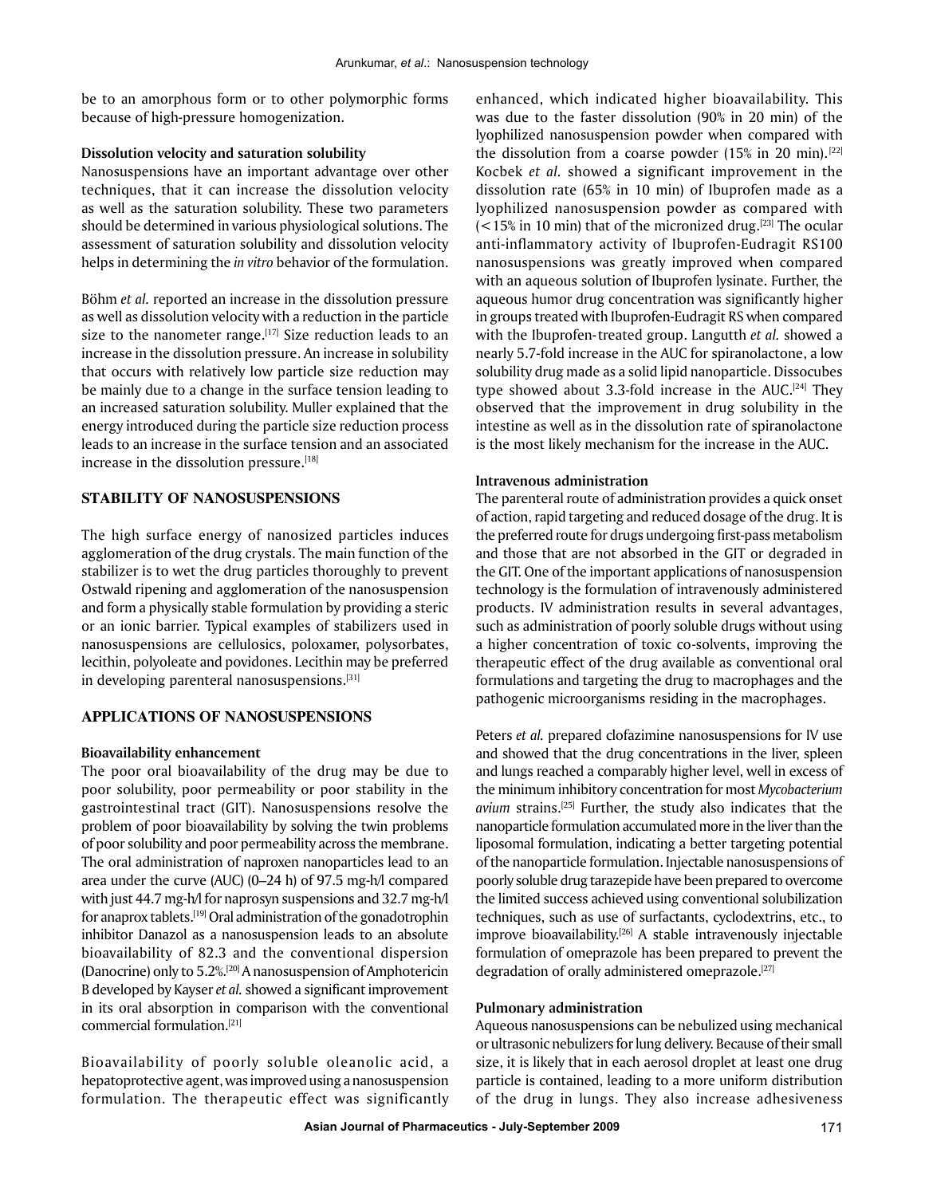be to an amorphous form or to other polymorphic forms because of high-pressure homogenization.

### Dissolution velocity and saturation solubility

Nanosuspensions have an important advantage over other techniques, that it can increase the dissolution velocity as well as the saturation solubility. These two parameters should be determined in various physiological solutions. The assessment of saturation solubility and dissolution velocity helps in determining the *in vitro* behavior of the formulation.

Böhm *et al.* reported an increase in the dissolution pressure as well as dissolution velocity with a reduction in the particle size to the nanometer range.[17] Size reduction leads to an increase in the dissolution pressure. An increase in solubility that occurs with relatively low particle size reduction may be mainly due to a change in the surface tension leading to an increased saturation solubility. Muller explained that the energy introduced during the particle size reduction process leads to an increase in the surface tension and an associated increase in the dissolution pressure.[18]

## STABILITY OF NANOSUSPENSIONS

The high surface energy of nanosized particles induces agglomeration of the drug crystals. The main function of the stabilizer is to wet the drug particles thoroughly to prevent Ostwald ripening and agglomeration of the nanosuspension and form a physically stable formulation by providing a steric or an ionic barrier. Typical examples of stabilizers used in nanosuspensions are cellulosics, poloxamer, polysorbates, lecithin, polyoleate and povidones. Lecithin may be preferred in developing parenteral nanosuspensions.[31]

## APPLICATIONS OF NANOSUSPENSIONS

### Bioavailability enhancement

The poor oral bioavailability of the drug may be due to poor solubility, poor permeability or poor stability in the gastrointestinal tract (GIT). Nanosuspensions resolve the problem of poor bioavailability by solving the twin problems of poor solubility and poor permeability across the membrane. The oral administration of naproxen nanoparticles lead to an area under the curve (AUC) (0–24 h) of 97.5 mg-h/l compared with just 44.7 mg-h/l for naprosyn suspensions and 32.7 mg-h/l for anaprox tablets.[19] Oral administration of the gonadotrophin inhibitor Danazol as a nanosuspension leads to an absolute bioavailability of 82.3 and the conventional dispersion (Danocrine) only to 5.2%.[20] A nanosuspension of Amphotericin B developed by Kayser *et al.* showed a significant improvement in its oral absorption in comparison with the conventional commercial formulation.[21]

Bioavailability of poorly soluble oleanolic acid, a hepatoprotective agent, was improved using a nanosuspension formulation. The therapeutic effect was significantly enhanced, which indicated higher bioavailability. This was due to the faster dissolution (90% in 20 min) of the lyophilized nanosuspension powder when compared with the dissolution from a coarse powder (15% in 20 min).[22] Kocbek *et al.* showed a significant improvement in the dissolution rate (65% in 10 min) of Ibuprofen made as a lyophilized nanosuspension powder as compared with (<15% in 10 min) that of the micronized drug.[23] The ocular anti-inflammatory activity of Ibuprofen-Eudragit RS100 nanosuspensions was greatly improved when compared with an aqueous solution of Ibuprofen lysinate. Further, the aqueous humor drug concentration was significantly higher in groups treated with Ibuprofen-Eudragit RS when compared with the Ibuprofen-treated group. Langutth *et al.* showed a nearly 5.7-fold increase in the AUC for spiranolactone, a low solubility drug made as a solid lipid nanoparticle. Dissocubes type showed about 3.3-fold increase in the AUC.[24] They observed that the improvement in drug solubility in the intestine as well as in the dissolution rate of spiranolactone is the most likely mechanism for the increase in the AUC.

### Intravenous administration

The parenteral route of administration provides a quick onset of action, rapid targeting and reduced dosage of the drug. It is the preferred route for drugs undergoing first-pass metabolism and those that are not absorbed in the GIT or degraded in the GIT. One of the important applications of nanosuspension technology is the formulation of intravenously administered products. IV administration results in several advantages, such as administration of poorly soluble drugs without using a higher concentration of toxic co-solvents, improving the therapeutic effect of the drug available as conventional oral formulations and targeting the drug to macrophages and the pathogenic microorganisms residing in the macrophages.

Peters *et al.* prepared clofazimine nanosuspensions for IV use and showed that the drug concentrations in the liver, spleen and lungs reached a comparably higher level, well in excess of the minimum inhibitory concentration for most *Mycobacterium avium* strains.[25] Further, the study also indicates that the nanoparticle formulation accumulated more in the liver than the liposomal formulation, indicating a better targeting potential of the nanoparticle formulation. Injectable nanosuspensions of poorly soluble drug tarazepide have been prepared to overcome the limited success achieved using conventional solubilization techniques, such as use of surfactants, cyclodextrins, etc., to improve bioavailability.[26] A stable intravenously injectable formulation of omeprazole has been prepared to prevent the degradation of orally administered omeprazole.[27]

### Pulmonary administration

Aqueous nanosuspensions can be nebulized using mechanical or ultrasonic nebulizers for lung delivery. Because of their small size, it is likely that in each aerosol droplet at least one drug particle is contained, leading to a more uniform distribution of the drug in lungs. They also increase adhesiveness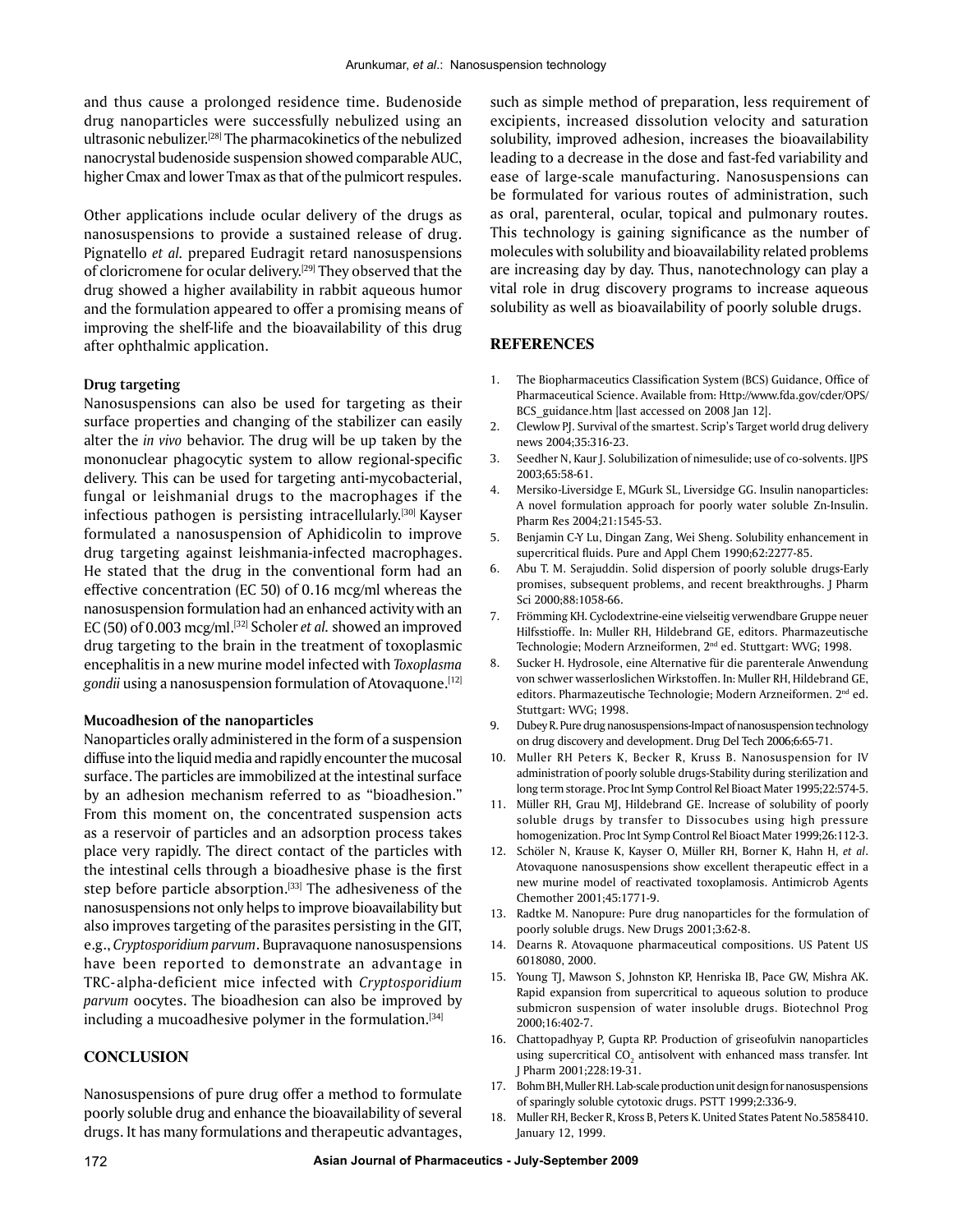and thus cause a prolonged residence time. Budenoside drug nanoparticles were successfully nebulized using an ultrasonic nebulizer.[28] The pharmacokinetics of the nebulized nanocrystal budenoside suspension showed comparable AUC, higher Cmax and lower Tmax as that of the pulmicort respules.

Other applications include ocular delivery of the drugs as nanosuspensions to provide a sustained release of drug. Pignatello *et al.* prepared Eudragit retard nanosuspensions of cloricromene for ocular delivery.[29] They observed that the drug showed a higher availability in rabbit aqueous humor and the formulation appeared to offer a promising means of improving the shelf-life and the bioavailability of this drug after ophthalmic application.

**Drug targeting**

Nanosuspensions can also be used for targeting as their surface properties and changing of the stabilizer can easily alter the *in vivo* behavior. The drug will be up taken by the mononuclear phagocytic system to allow regional-specific delivery. This can be used for targeting anti-mycobacterial, fungal or leishmanial drugs to the macrophages if the infectious pathogen is persisting intracellularly.[30] Kayser formulated a nanosuspension of Aphidicolin to improve drug targeting against leishmania-infected macrophages. He stated that the drug in the conventional form had an effective concentration (EC 50) of 0.16 mcg/ml whereas the nanosuspension formulation had an enhanced activity with an EC (50) of 0.003 mcg/ml.[32] Scholer *et al.* showed an improved drug targeting to the brain in the treatment of toxoplasmic encephalitis in a new murine model infected with *Toxoplasma gondii* using a nanosuspension formulation of Atovaquone.[12]

**Mucoadhesion of the nanoparticles**

Nanoparticles orally administered in the form of a suspension diffuse into the liquid media and rapidly encounter the mucosal surface. The particles are immobilized at the intestinal surface by an adhesion mechanism referred to as "bioadhesion." From this moment on, the concentrated suspension acts as a reservoir of particles and an adsorption process takes place very rapidly. The direct contact of the particles with the intestinal cells through a bioadhesive phase is the first step before particle absorption.[33] The adhesiveness of the nanosuspensions not only helps to improve bioavailability but also improves targeting of the parasites persisting in the GIT, e.g., *Cryptosporidium parvum*. Bupravaquone nanosuspensions have been reported to demonstrate an advantage in TRC-alpha-deficient mice infected with *Cryptosporidium parvum* oocytes. The bioadhesion can also be improved by including a mucoadhesive polymer in the formulation.[34]

## CONCLUSION

Nanosuspensions of pure drug offer a method to formulate poorly soluble drug and enhance the bioavailability of several drugs. It has many formulations and therapeutic advantages, such as simple method of preparation, less requirement of excipients, increased dissolution velocity and saturation solubility, improved adhesion, increases the bioavailability leading to a decrease in the dose and fast-fed variability and ease of large-scale manufacturing. Nanosuspensions can be formulated for various routes of administration, such as oral, parenteral, ocular, topical and pulmonary routes. This technology is gaining significance as the number of molecules with solubility and bioavailability related problems are increasing day by day. Thus, nanotechnology can play a vital role in drug discovery programs to increase aqueous solubility as well as bioavailability of poorly soluble drugs.

## REFERENCES

1. The Biopharmaceutics Classification System (BCS) Guidance, Office of Pharmaceutical Science. Available from: Http://www.fda.gov/cder/OPS/BCS_guidance.htm [last accessed on 2008 Jan 12].
2. Clewlow PJ. Survival of the smartest. Scrip's Target world drug delivery news 2004;35:316-23.
3. Seedher N, Kaur J. Solubilization of nimesulide; use of co-solvents. IJPS 2003;65:58-61.
4. Mersiko-Liversidge E, MGurk SL, Liversidge GG. Insulin nanoparticles: A novel formulation approach for poorly water soluble Zn-Insulin. Pharm Res 2004;21:1545-53.
5. Benjamin C-Y Lu, Dingan Zang, Wei Sheng. Solubility enhancement in supercritical fluids. Pure and Appl Chem 1990;62:2277-85.
6. Abu T. M. Serajuddin. Solid dispersion of poorly soluble drugs-Early promises, subsequent problems, and recent breakthroughs. J Pharm Sci 2000;88:1058-66.
7. Frömming KH. Cyclodextrine-eine vielseitig verwendbare Gruppe neuer Hilfsstioffe. In: Muller RH, Hildebrand GE, editors. Pharmazeutische Technologie; Modern Arzneiformen, 2nd ed. Stuttgart: WVG; 1998.
8. Sucker H. Hydrosole, eine Alternative für die parenterale Anwendung von schwer wasserloslichen Wirkstoffen. In: Muller RH, Hildebrand GE, editors. Pharmazeutische Technologie; Modern Arzneiformen. 2nd ed. Stuttgart: WVG; 1998.
9. Dubey R. Pure drug nanosuspensions-Impact of nanosuspension technology on drug discovery and development. Drug Del Tech 2006;6:65-71.
10. Muller RH Peters K, Becker R, Kruss B. Nanosuspension for IV administration of poorly soluble drugs-Stability during sterilization and long term storage. Proc Int Symp Control Rel Bioact Mater 1995;22:574-5.
11. Müller RH, Grau MJ, Hildebrand GE. Increase of solubility of poorly soluble drugs by transfer to Dissocubes using high pressure homogenization. Proc Int Symp Control Rel Bioact Mater 1999;26:112-3.
12. Schöler N, Krause K, Kayser O, Müller RH, Borner K, Hahn H, *et al*. Atovaquone nanosuspensions show excellent therapeutic effect in a new murine model of reactivated toxoplamosis. Antimicrob Agents Chemother 2001;45:1771-9.
13. Radtke M. Nanopure: Pure drug nanoparticles for the formulation of poorly soluble drugs. New Drugs 2001;3:62-8.
14. Dearns R. Atovaquone pharmaceutical compositions. US Patent US 6018080, 2000.
15. Young TJ, Mawson S, Johnston KP, Henriska IB, Pace GW, Mishra AK. Rapid expansion from supercritical to aqueous solution to produce submicron suspension of water insoluble drugs. Biotechnol Prog 2000;16:402-7.
16. Chattopadhyay P, Gupta RP. Production of griseofulvin nanoparticles using supercritical $CO_2$ antisolvent with enhanced mass transfer. Int J Pharm 2001;228:19-31.
17. Bohm BH, Muller RH. Lab-scale production unit design for nanosuspensions of sparingly soluble cytotoxic drugs. PSTT 1999;2:336-9.
18. Muller RH, Becker R, Kross B, Peters K. United States Patent No.5858410. January 12, 1999.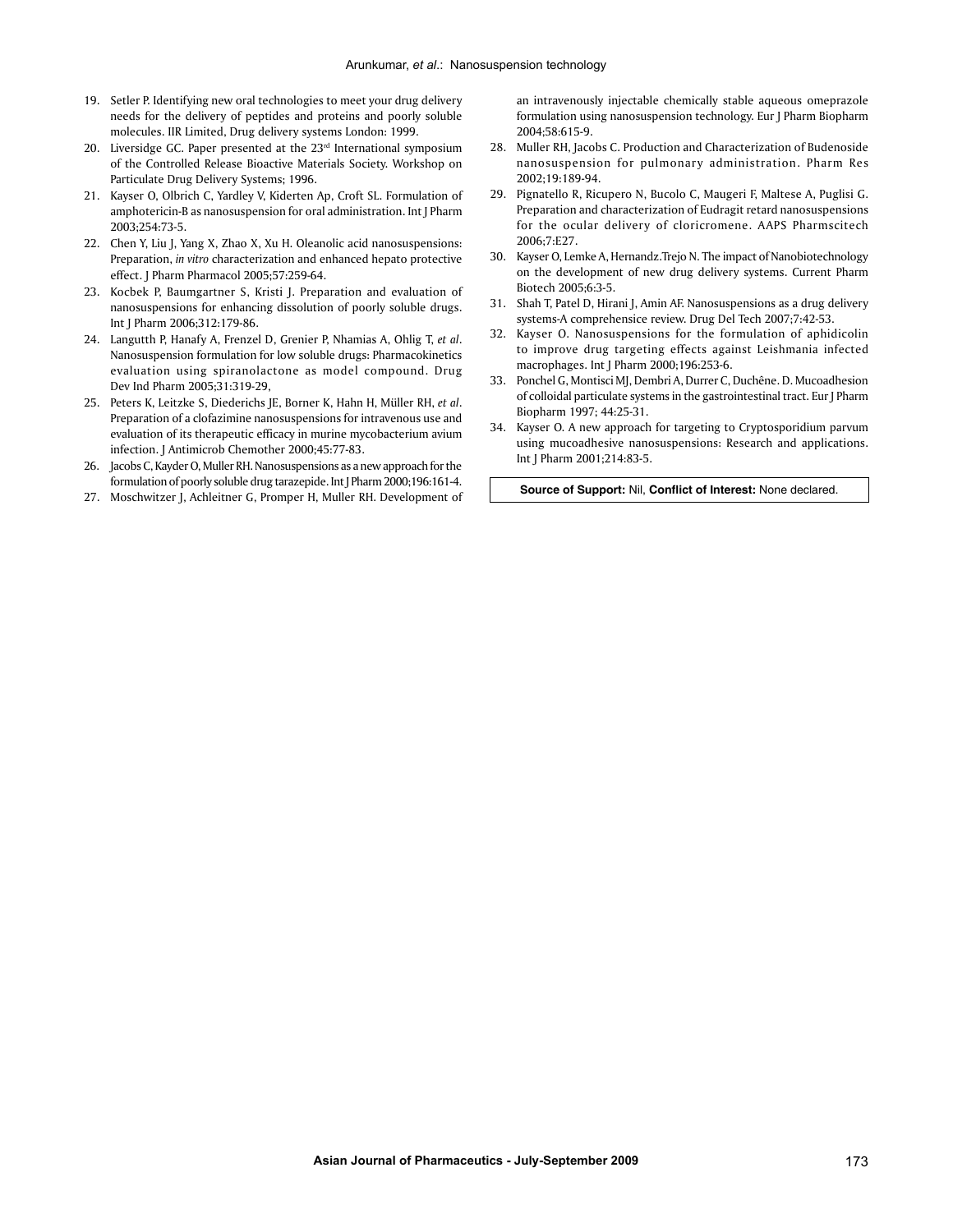19. Setler P. Identifying new oral technologies to meet your drug delivery needs for the delivery of peptides and proteins and poorly soluble molecules. IIR Limited, Drug delivery systems London: 1999.
20. Liversidge GC. Paper presented at the 23rd International symposium of the Controlled Release Bioactive Materials Society. Workshop on Particulate Drug Delivery Systems; 1996.
21. Kayser O, Olbrich C, Yardley V, Kiderten Ap, Croft SL. Formulation of amphotericin-B as nanosuspension for oral administration. Int J Pharm 2003;254:73-5.
22. Chen Y, Liu J, Yang X, Zhao X, Xu H. Oleanolic acid nanosuspensions: Preparation, *in vitro* characterization and enhanced hepato protective effect. J Pharm Pharmacol 2005;57:259-64.
23. Kocbek P, Baumgartner S, Kristi J. Preparation and evaluation of nanosuspensions for enhancing dissolution of poorly soluble drugs. Int J Pharm 2006;312:179-86.
24. Langutth P, Hanafy A, Frenzel D, Grenier P, Nhamias A, Ohlig T, *et al*. Nanosuspension formulation for low soluble drugs: Pharmacokinetics evaluation using spiranolactone as model compound. Drug Dev Ind Pharm 2005;31:319-29,
25. Peters K, Leitzke S, Diederichs JE, Borner K, Hahn H, Müller RH, *et al*. Preparation of a clofazimine nanosuspensions for intravenous use and evaluation of its therapeutic efficacy in murine mycobacterium avium infection. J Antimicrob Chemother 2000;45:77-83.
26. Jacobs C, Kayder O, Muller RH. Nanosuspensions as a new approach for the formulation of poorly soluble drug tarazepide. Int J Pharm 2000;196:161-4.
27. Moschwitzer J, Achleitner G, Promper H, Muller RH. Development of an intravenously injectable chemically stable aqueous omeprazole formulation using nanosuspension technology. Eur J Pharm Biopharm 2004;58:615-9.
28. Muller RH, Jacobs C. Production and Characterization of Budenoside nanosuspension for pulmonary administration. Pharm Res 2002;19:189-94.
29. Pignatello R, Ricupero N, Bucolo C, Maugeri F, Maltese A, Puglisi G. Preparation and characterization of Eudragit retard nanosuspensions for the ocular delivery of cloricromene. AAPS Pharmscitech 2006;7:E27.
30. Kayser O, Lemke A, Hernandz.Trejo N. The impact of Nanobiotechnology on the development of new drug delivery systems. Current Pharm Biotech 2005;6:3-5.
31. Shah T, Patel D, Hirani J, Amin AF. Nanosuspensions as a drug delivery systems-A comprehensice review. Drug Del Tech 2007;7:42-53.
32. Kayser O. Nanosuspensions for the formulation of aphidicolin to improve drug targeting effects against Leishmania infected macrophages. Int J Pharm 2000;196:253-6.
33. Ponchel G, Montisci MJ, Dembri A, Durrer C, Duchêne. D. Mucoadhesion of colloidal particulate systems in the gastrointestinal tract. Eur J Pharm Biopharm 1997; 44:25-31.
34. Kayser O. A new approach for targeting to Cryptosporidium parvum using mucoadhesive nanosuspensions: Research and applications. Int J Pharm 2001;214:83-5.

**Source of Support:** Nil, **Conflict of Interest:** None declared.